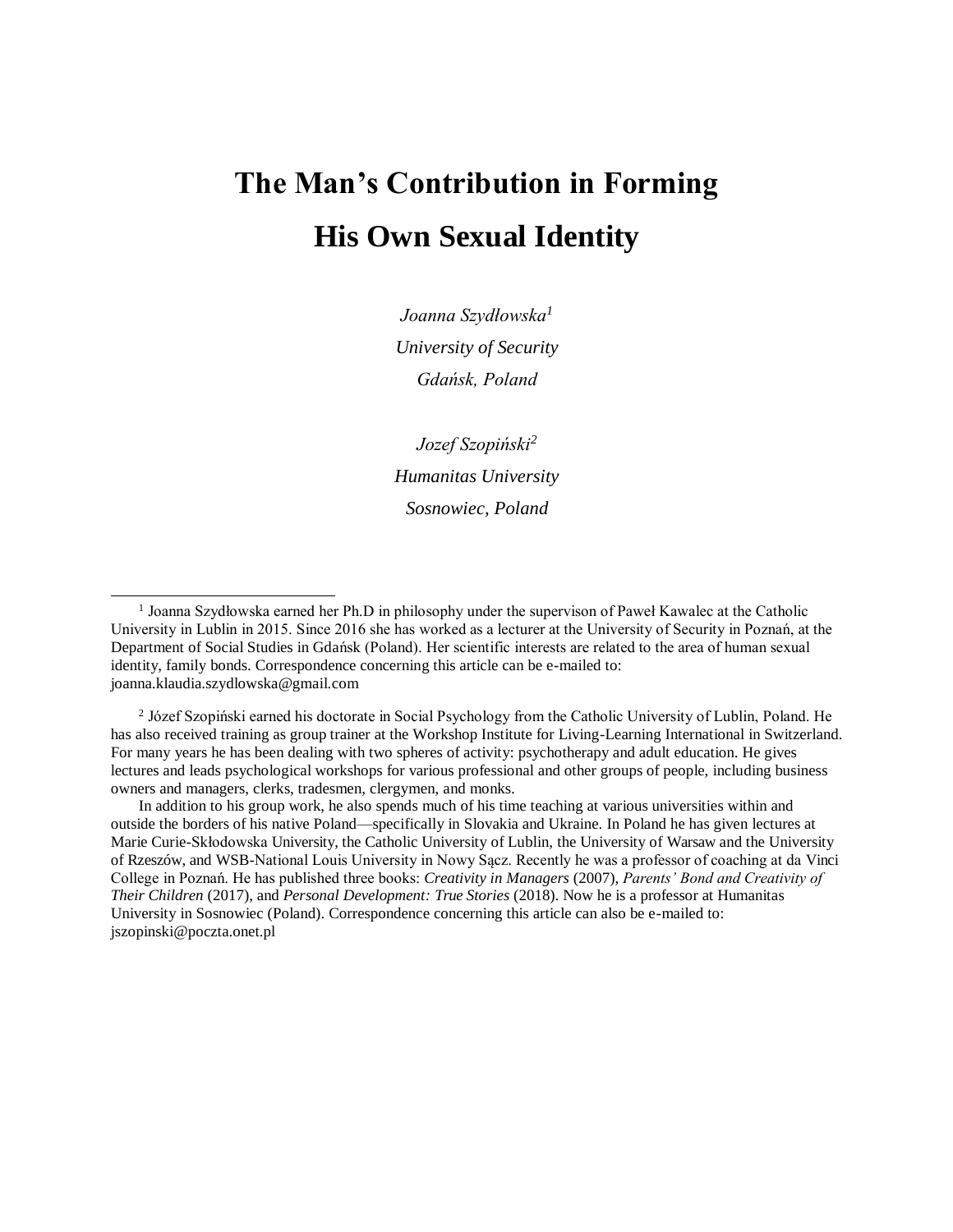# The Man's Contribution in Forming His Own Sexual Identity

*Joanna Szydłowska*[1]
*University of Security*
*Gdańsk, Poland*

*Jozef Szopiński*[2]
*Humanitas University*
*Sosnowiec, Poland*

---

[1] Joanna Szydłowska earned her Ph.D in philosophy under the supervison of Paweł Kawalec at the Catholic University in Lublin in 2015. Since 2016 she has worked as a lecturer at the University of Security in Poznań, at the Department of Social Studies in Gdańsk (Poland). Her scientific interests are related to the area of human sexual identity, family bonds. Correspondence concerning this article can be e-mailed to: joanna.klaudia.szydlowska@gmail.com

[2] Józef Szopiński earned his doctorate in Social Psychology from the Catholic University of Lublin, Poland. He has also received training as group trainer at the Workshop Institute for Living-Learning International in Switzerland. For many years he has been dealing with two spheres of activity: psychotherapy and adult education. He gives lectures and leads psychological workshops for various professional and other groups of people, including business owners and managers, clerks, tradesmen, clergymen, and monks.

In addition to his group work, he also spends much of his time teaching at various universities within and outside the borders of his native Poland—specifically in Slovakia and Ukraine. In Poland he has given lectures at Marie Curie-Skłodowska University, the Catholic University of Lublin, the University of Warsaw and the University of Rzeszów, and WSB-National Louis University in Nowy Sącz. Recently he was a professor of coaching at da Vinci College in Poznań. He has published three books: *Creativity in Managers* (2007), *Parents' Bond and Creativity of Their Children* (2017), and *Personal Development: True Stories* (2018). Now he is a professor at Humanitas University in Sosnowiec (Poland). Correspondence concerning this article can also be e-mailed to: jszopinski@poczta.onet.pl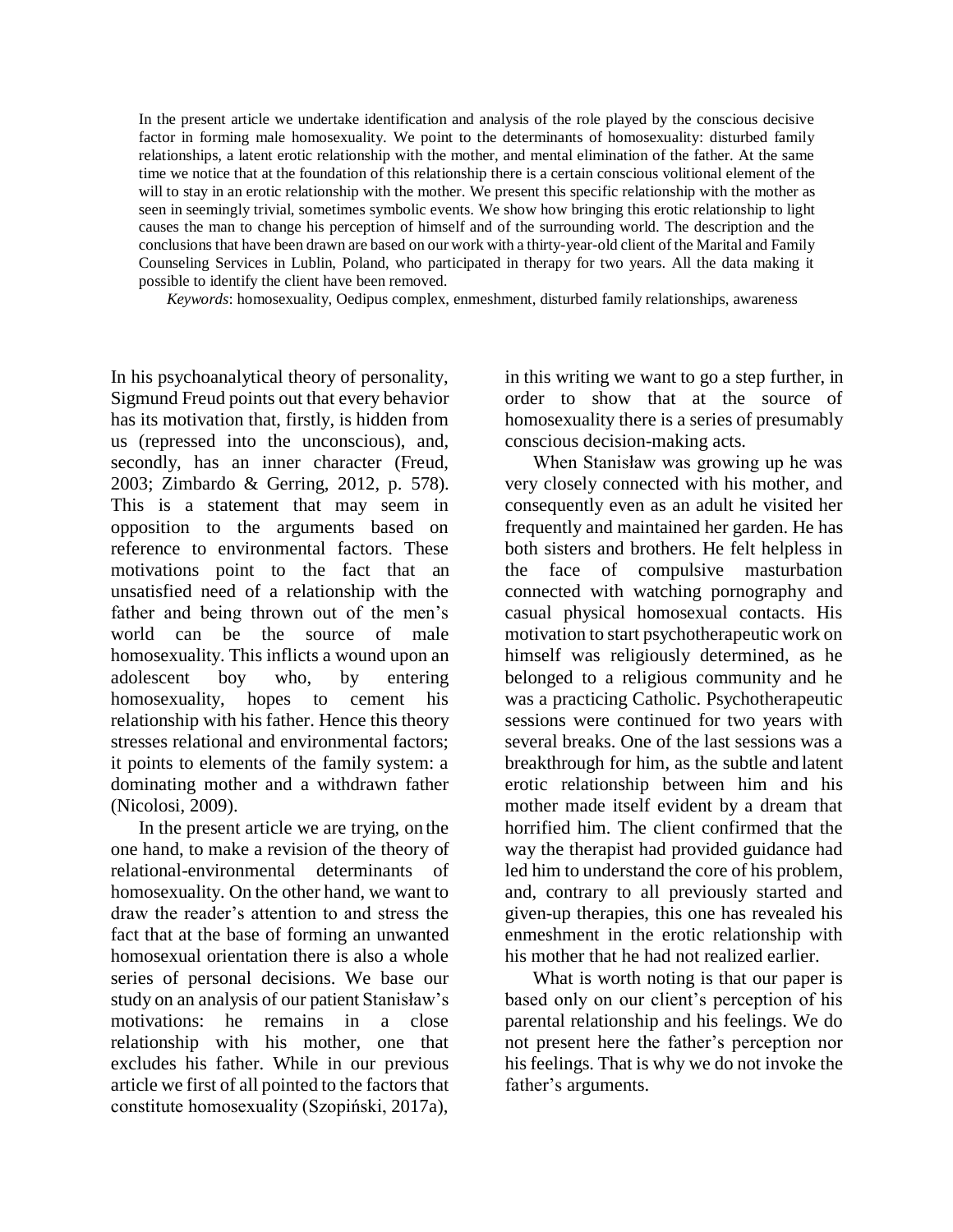In the present article we undertake identification and analysis of the role played by the conscious decisive factor in forming male homosexuality. We point to the determinants of homosexuality: disturbed family relationships, a latent erotic relationship with the mother, and mental elimination of the father. At the same time we notice that at the foundation of this relationship there is a certain conscious volitional element of the will to stay in an erotic relationship with the mother. We present this specific relationship with the mother as seen in seemingly trivial, sometimes symbolic events. We show how bringing this erotic relationship to light causes the man to change his perception of himself and of the surrounding world. The description and the conclusions that have been drawn are based on our work with a thirty-year-old client of the Marital and Family Counseling Services in Lublin, Poland, who participated in therapy for two years. All the data making it possible to identify the client have been removed.

*Keywords*: homosexuality, Oedipus complex, enmeshment, disturbed family relationships, awareness

In his psychoanalytical theory of personality, Sigmund Freud points out that every behavior has its motivation that, firstly, is hidden from us (repressed into the unconscious), and, secondly, has an inner character (Freud, 2003; Zimbardo & Gerring, 2012, p. 578). This is a statement that may seem in opposition to the arguments based on reference to environmental factors. These motivations point to the fact that an unsatisfied need of a relationship with the father and being thrown out of the men's world can be the source of male homosexuality. This inflicts a wound upon an adolescent boy who, by entering homosexuality, hopes to cement his relationship with his father. Hence this theory stresses relational and environmental factors; it points to elements of the family system: a dominating mother and a withdrawn father (Nicolosi, 2009).

In the present article we are trying, on the one hand, to make a revision of the theory of relational-environmental determinants of homosexuality. On the other hand, we want to draw the reader's attention to and stress the fact that at the base of forming an unwanted homosexual orientation there is also a whole series of personal decisions. We base our study on an analysis of our patient Stanisław's motivations: he remains in a close relationship with his mother, one that excludes his father. While in our previous article we first of all pointed to the factors that constitute homosexuality (Szopiński, 2017a), in this writing we want to go a step further, in order to show that at the source of homosexuality there is a series of presumably conscious decision-making acts.

When Stanisław was growing up he was very closely connected with his mother, and consequently even as an adult he visited her frequently and maintained her garden. He has both sisters and brothers. He felt helpless in the face of compulsive masturbation connected with watching pornography and casual physical homosexual contacts. His motivation to start psychotherapeutic work on himself was religiously determined, as he belonged to a religious community and he was a practicing Catholic. Psychotherapeutic sessions were continued for two years with several breaks. One of the last sessions was a breakthrough for him, as the subtle and latent erotic relationship between him and his mother made itself evident by a dream that horrified him. The client confirmed that the way the therapist had provided guidance had led him to understand the core of his problem, and, contrary to all previously started and given-up therapies, this one has revealed his enmeshment in the erotic relationship with his mother that he had not realized earlier.

What is worth noting is that our paper is based only on our client's perception of his parental relationship and his feelings. We do not present here the father's perception nor his feelings. That is why we do not invoke the father's arguments.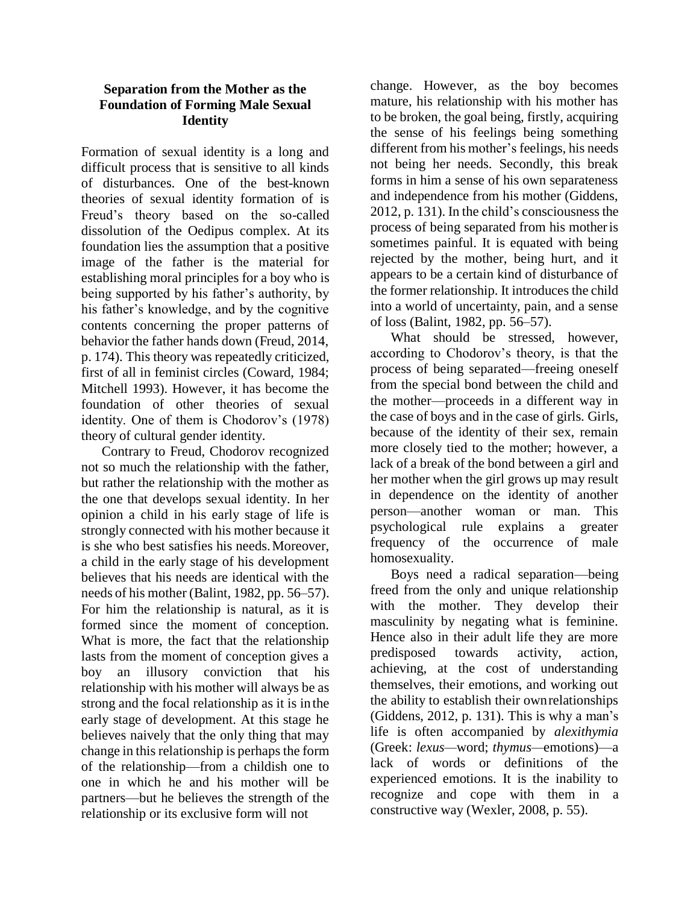## Separation from the Mother as the Foundation of Forming Male Sexual Identity

Formation of sexual identity is a long and difficult process that is sensitive to all kinds of disturbances. One of the best-known theories of sexual identity formation of is Freud's theory based on the so-called dissolution of the Oedipus complex. At its foundation lies the assumption that a positive image of the father is the material for establishing moral principles for a boy who is being supported by his father's authority, by his father's knowledge, and by the cognitive contents concerning the proper patterns of behavior the father hands down (Freud, 2014, p. 174). This theory was repeatedly criticized, first of all in feminist circles (Coward, 1984; Mitchell 1993). However, it has become the foundation of other theories of sexual identity. One of them is Chodorov's (1978) theory of cultural gender identity.

Contrary to Freud, Chodorov recognized not so much the relationship with the father, but rather the relationship with the mother as the one that develops sexual identity. In her opinion a child in his early stage of life is strongly connected with his mother because it is she who best satisfies his needs. Moreover, a child in the early stage of his development believes that his needs are identical with the needs of his mother (Balint, 1982, pp. 56–57). For him the relationship is natural, as it is formed since the moment of conception. What is more, the fact that the relationship lasts from the moment of conception gives a boy an illusory conviction that his relationship with his mother will always be as strong and the focal relationship as it is in the early stage of development. At this stage he believes naively that the only thing that may change in this relationship is perhaps the form of the relationship—from a childish one to one in which he and his mother will be partners—but he believes the strength of the relationship or its exclusive form will not change. However, as the boy becomes mature, his relationship with his mother has to be broken, the goal being, firstly, acquiring the sense of his feelings being something different from his mother's feelings, his needs not being her needs. Secondly, this break forms in him a sense of his own separateness and independence from his mother (Giddens, 2012, p. 131). In the child's consciousness the process of being separated from his mother is sometimes painful. It is equated with being rejected by the mother, being hurt, and it appears to be a certain kind of disturbance of the former relationship. It introduces the child into a world of uncertainty, pain, and a sense of loss (Balint, 1982, pp. 56–57).

What should be stressed, however, according to Chodorov's theory, is that the process of being separated—freeing oneself from the special bond between the child and the mother—proceeds in a different way in the case of boys and in the case of girls. Girls, because of the identity of their sex, remain more closely tied to the mother; however, a lack of a break of the bond between a girl and her mother when the girl grows up may result in dependence on the identity of another person—another woman or man. This psychological rule explains a greater frequency of the occurrence of male homosexuality.

Boys need a radical separation—being freed from the only and unique relationship with the mother. They develop their masculinity by negating what is feminine. Hence also in their adult life they are more predisposed towards activity, action, achieving, at the cost of understanding themselves, their emotions, and working out the ability to establish their own relationships (Giddens, 2012, p. 131). This is why a man's life is often accompanied by *alexithymia* (Greek: *lexus*—word; *thymus*—emotions)—a lack of words or definitions of the experienced emotions. It is the inability to recognize and cope with them in a constructive way (Wexler, 2008, p. 55).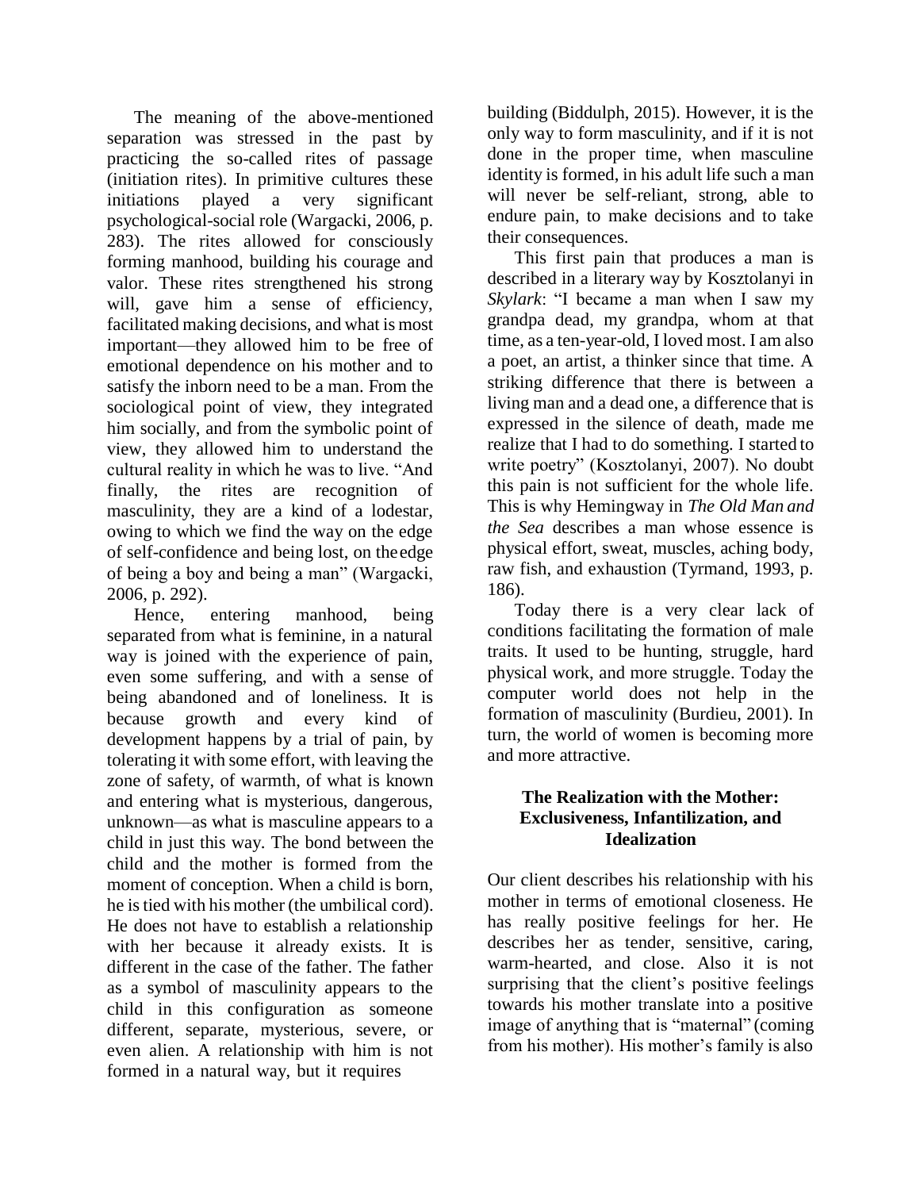The meaning of the above-mentioned separation was stressed in the past by practicing the so-called rites of passage (initiation rites). In primitive cultures these initiations played a very significant psychological-social role (Wargacki, 2006, p. 283). The rites allowed for consciously forming manhood, building his courage and valor. These rites strengthened his strong will, gave him a sense of efficiency, facilitated making decisions, and what is most important—they allowed him to be free of emotional dependence on his mother and to satisfy the inborn need to be a man. From the sociological point of view, they integrated him socially, and from the symbolic point of view, they allowed him to understand the cultural reality in which he was to live. "And finally, the rites are recognition of masculinity, they are a kind of a lodestar, owing to which we find the way on the edge of self-confidence and being lost, on the edge of being a boy and being a man" (Wargacki, 2006, p. 292).

Hence, entering manhood, being separated from what is feminine, in a natural way is joined with the experience of pain, even some suffering, and with a sense of being abandoned and of loneliness. It is because growth and every kind of development happens by a trial of pain, by tolerating it with some effort, with leaving the zone of safety, of warmth, of what is known and entering what is mysterious, dangerous, unknown—as what is masculine appears to a child in just this way. The bond between the child and the mother is formed from the moment of conception. When a child is born, he is tied with his mother (the umbilical cord). He does not have to establish a relationship with her because it already exists. It is different in the case of the father. The father as a symbol of masculinity appears to the child in this configuration as someone different, separate, mysterious, severe, or even alien. A relationship with him is not formed in a natural way, but it requires building (Biddulph, 2015). However, it is the only way to form masculinity, and if it is not done in the proper time, when masculine identity is formed, in his adult life such a man will never be self-reliant, strong, able to endure pain, to make decisions and to take their consequences.

This first pain that produces a man is described in a literary way by Kosztolanyi in *Skylark*: "I became a man when I saw my grandpa dead, my grandpa, whom at that time, as a ten-year-old, I loved most. I am also a poet, an artist, a thinker since that time. A striking difference that there is between a living man and a dead one, a difference that is expressed in the silence of death, made me realize that I had to do something. I started to write poetry" (Kosztolanyi, 2007). No doubt this pain is not sufficient for the whole life. This is why Hemingway in *The Old Man and the Sea* describes a man whose essence is physical effort, sweat, muscles, aching body, raw fish, and exhaustion (Tyrmand, 1993, p. 186).

Today there is a very clear lack of conditions facilitating the formation of male traits. It used to be hunting, struggle, hard physical work, and more struggle. Today the computer world does not help in the formation of masculinity (Burdieu, 2001). In turn, the world of women is becoming more and more attractive.

## The Realization with the Mother: Exclusiveness, Infantilization, and Idealization

Our client describes his relationship with his mother in terms of emotional closeness. He has really positive feelings for her. He describes her as tender, sensitive, caring, warm-hearted, and close. Also it is not surprising that the client's positive feelings towards his mother translate into a positive image of anything that is "maternal" (coming from his mother). His mother's family is also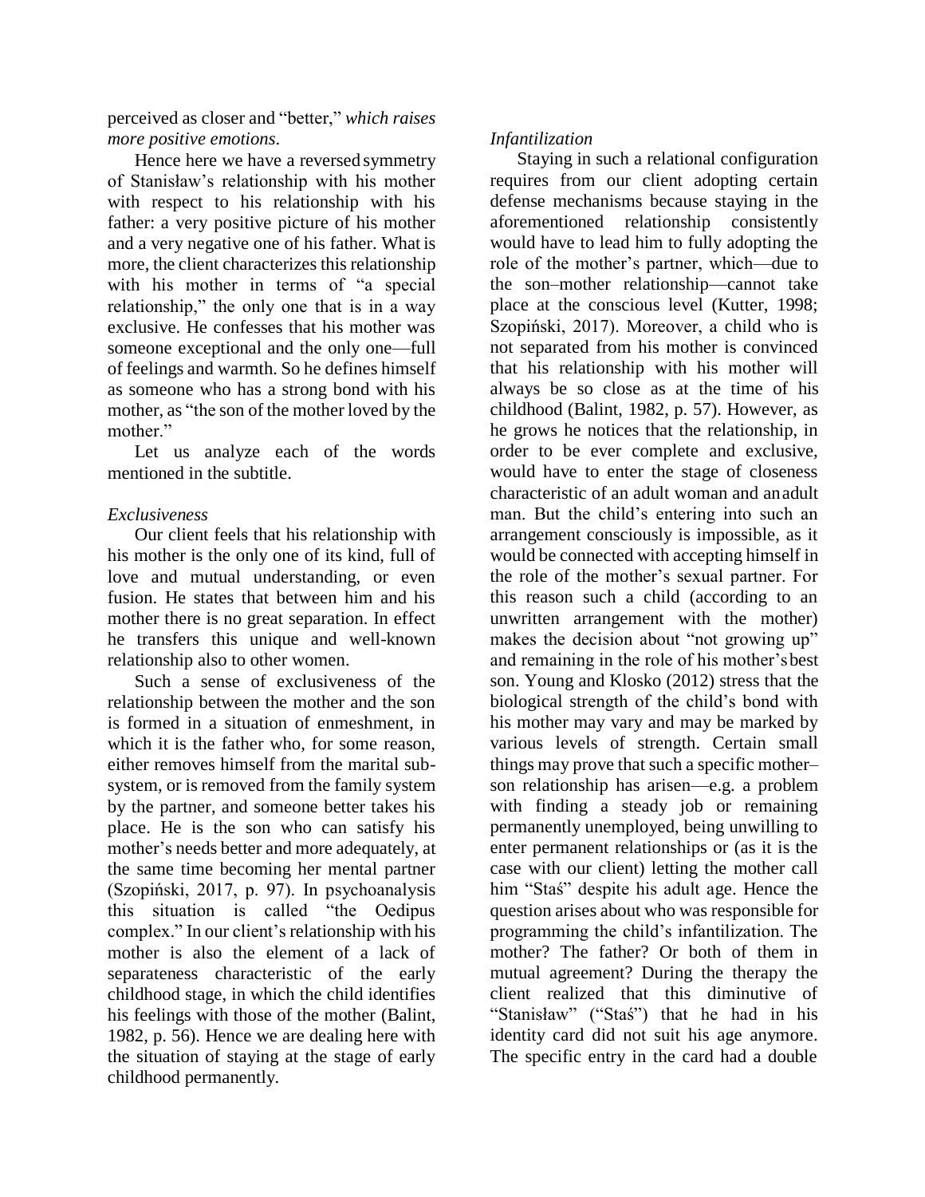perceived as closer and "better," *which raises more positive emotions*.

Hence here we have a reversed symmetry of Stanisław's relationship with his mother with respect to his relationship with his father: a very positive picture of his mother and a very negative one of his father. What is more, the client characterizes this relationship with his mother in terms of "a special relationship," the only one that is in a way exclusive. He confesses that his mother was someone exceptional and the only one—full of feelings and warmth. So he defines himself as someone who has a strong bond with his mother, as "the son of the mother loved by the mother."

Let us analyze each of the words mentioned in the subtitle.

*Exclusiveness*

Our client feels that his relationship with his mother is the only one of its kind, full of love and mutual understanding, or even fusion. He states that between him and his mother there is no great separation. In effect he transfers this unique and well-known relationship also to other women.

Such a sense of exclusiveness of the relationship between the mother and the son is formed in a situation of enmeshment, in which it is the father who, for some reason, either removes himself from the marital sub-system, or is removed from the family system by the partner, and someone better takes his place. He is the son who can satisfy his mother's needs better and more adequately, at the same time becoming her mental partner (Szopiński, 2017, p. 97). In psychoanalysis this situation is called "the Oedipus complex." In our client's relationship with his mother is also the element of a lack of separateness characteristic of the early childhood stage, in which the child identifies his feelings with those of the mother (Balint, 1982, p. 56). Hence we are dealing here with the situation of staying at the stage of early childhood permanently.

*Infantilization*

Staying in such a relational configuration requires from our client adopting certain defense mechanisms because staying in the aforementioned relationship consistently would have to lead him to fully adopting the role of the mother's partner, which—due to the son–mother relationship—cannot take place at the conscious level (Kutter, 1998; Szopiński, 2017). Moreover, a child who is not separated from his mother is convinced that his relationship with his mother will always be so close as at the time of his childhood (Balint, 1982, p. 57). However, as he grows he notices that the relationship, in order to be ever complete and exclusive, would have to enter the stage of closeness characteristic of an adult woman and an adult man. But the child's entering into such an arrangement consciously is impossible, as it would be connected with accepting himself in the role of the mother's sexual partner. For this reason such a child (according to an unwritten arrangement with the mother) makes the decision about "not growing up" and remaining in the role of his mother's best son. Young and Klosko (2012) stress that the biological strength of the child's bond with his mother may vary and may be marked by various levels of strength. Certain small things may prove that such a specific mother–son relationship has arisen—e.g. a problem with finding a steady job or remaining permanently unemployed, being unwilling to enter permanent relationships or (as it is the case with our client) letting the mother call him "Staś" despite his adult age. Hence the question arises about who was responsible for programming the child's infantilization. The mother? The father? Or both of them in mutual agreement? During the therapy the client realized that this diminutive of "Stanisław" ("Staś") that he had in his identity card did not suit his age anymore. The specific entry in the card had a double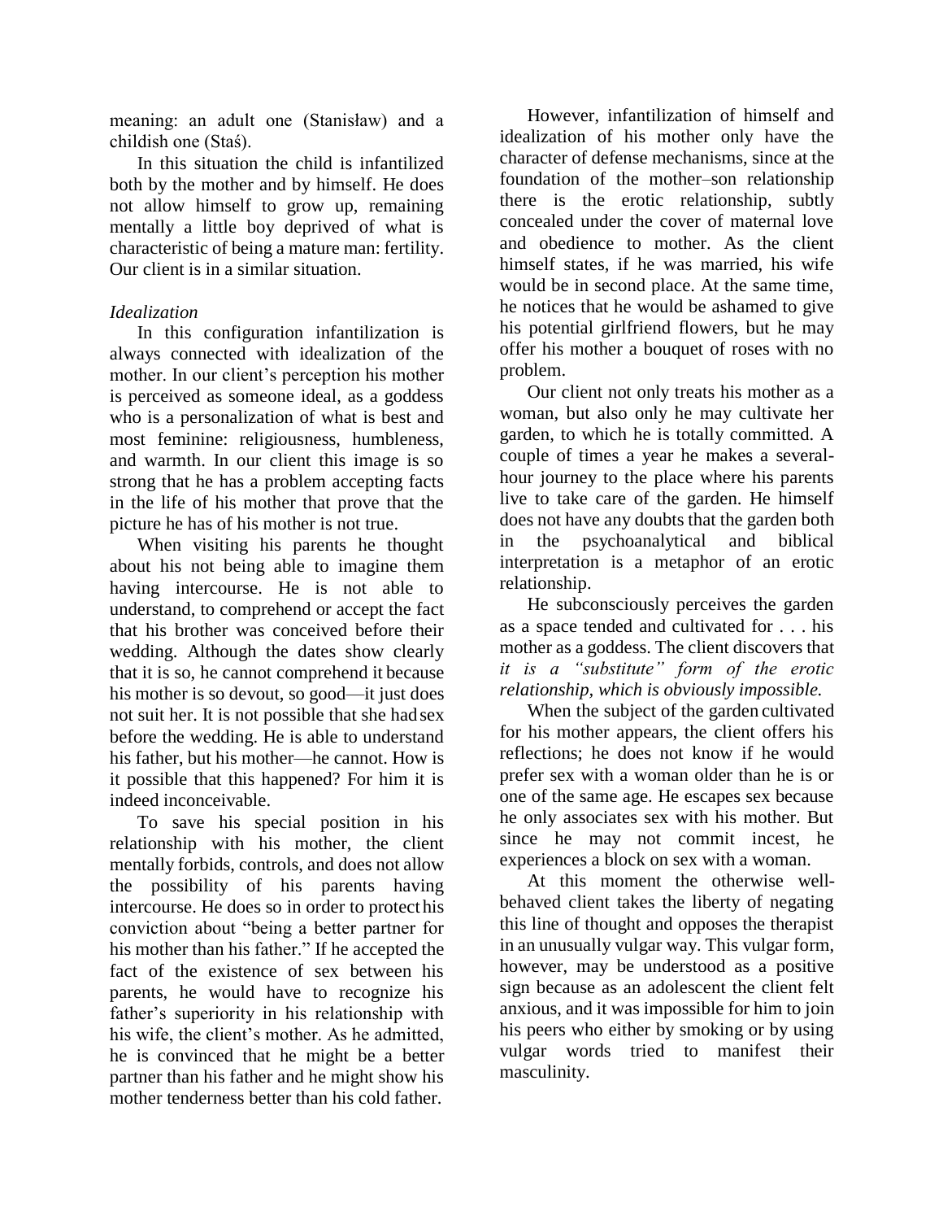meaning: an adult one (Stanisław) and a childish one (Staś).

In this situation the child is infantilized both by the mother and by himself. He does not allow himself to grow up, remaining mentally a little boy deprived of what is characteristic of being a mature man: fertility. Our client is in a similar situation.

*Idealization*

In this configuration infantilization is always connected with idealization of the mother. In our client's perception his mother is perceived as someone ideal, as a goddess who is a personalization of what is best and most feminine: religiousness, humbleness, and warmth. In our client this image is so strong that he has a problem accepting facts in the life of his mother that prove that the picture he has of his mother is not true.

When visiting his parents he thought about his not being able to imagine them having intercourse. He is not able to understand, to comprehend or accept the fact that his brother was conceived before their wedding. Although the dates show clearly that it is so, he cannot comprehend it because his mother is so devout, so good—it just does not suit her. It is not possible that she had sex before the wedding. He is able to understand his father, but his mother—he cannot. How is it possible that this happened? For him it is indeed inconceivable.

To save his special position in his relationship with his mother, the client mentally forbids, controls, and does not allow the possibility of his parents having intercourse. He does so in order to protect his conviction about "being a better partner for his mother than his father." If he accepted the fact of the existence of sex between his parents, he would have to recognize his father's superiority in his relationship with his wife, the client's mother. As he admitted, he is convinced that he might be a better partner than his father and he might show his mother tenderness better than his cold father.

However, infantilization of himself and idealization of his mother only have the character of defense mechanisms, since at the foundation of the mother–son relationship there is the erotic relationship, subtly concealed under the cover of maternal love and obedience to mother. As the client himself states, if he was married, his wife would be in second place. At the same time, he notices that he would be ashamed to give his potential girlfriend flowers, but he may offer his mother a bouquet of roses with no problem.

Our client not only treats his mother as a woman, but also only he may cultivate her garden, to which he is totally committed. A couple of times a year he makes a several-hour journey to the place where his parents live to take care of the garden. He himself does not have any doubts that the garden both in the psychoanalytical and biblical interpretation is a metaphor of an erotic relationship.

He subconsciously perceives the garden as a space tended and cultivated for . . . his mother as a goddess. The client discovers that *it is a "substitute" form of the erotic relationship, which is obviously impossible.*

When the subject of the garden cultivated for his mother appears, the client offers his reflections; he does not know if he would prefer sex with a woman older than he is or one of the same age. He escapes sex because he only associates sex with his mother. But since he may not commit incest, he experiences a block on sex with a woman.

At this moment the otherwise well-behaved client takes the liberty of negating this line of thought and opposes the therapist in an unusually vulgar way. This vulgar form, however, may be understood as a positive sign because as an adolescent the client felt anxious, and it was impossible for him to join his peers who either by smoking or by using vulgar words tried to manifest their masculinity.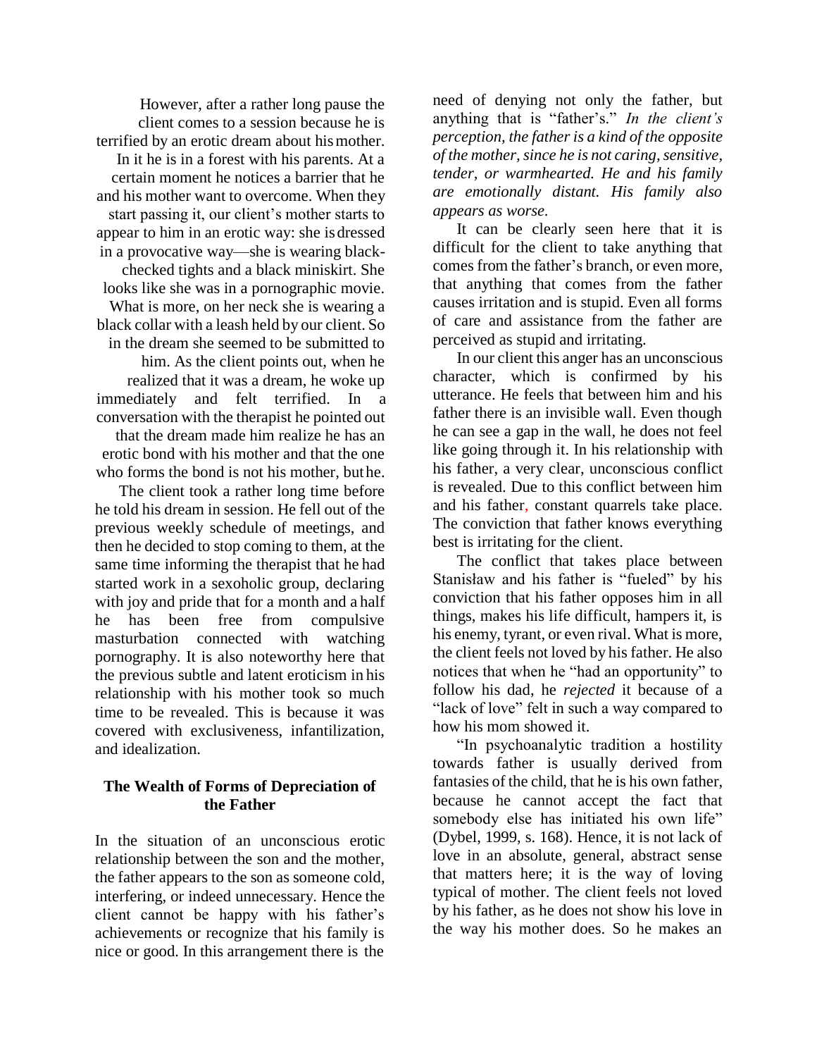However, after a rather long pause the client comes to a session because he is terrified by an erotic dream about his mother. In it he is in a forest with his parents. At a certain moment he notices a barrier that he and his mother want to overcome. When they start passing it, our client's mother starts to appear to him in an erotic way: she is dressed in a provocative way—she is wearing black-checked tights and a black miniskirt. She looks like she was in a pornographic movie. What is more, on her neck she is wearing a black collar with a leash held by our client. So in the dream she seemed to be submitted to him. As the client points out, when he realized that it was a dream, he woke up immediately and felt terrified. In a conversation with the therapist he pointed out that the dream made him realize he has an erotic bond with his mother and that the one who forms the bond is not his mother, but he.

The client took a rather long time before he told his dream in session. He fell out of the previous weekly schedule of meetings, and then he decided to stop coming to them, at the same time informing the therapist that he had started work in a sexoholic group, declaring with joy and pride that for a month and a half he has been free from compulsive masturbation connected with watching pornography. It is also noteworthy here that the previous subtle and latent eroticism in his relationship with his mother took so much time to be revealed. This is because it was covered with exclusiveness, infantilization, and idealization.

## The Wealth of Forms of Depreciation of the Father

In the situation of an unconscious erotic relationship between the son and the mother, the father appears to the son as someone cold, interfering, or indeed unnecessary. Hence the client cannot be happy with his father's achievements or recognize that his family is nice or good. In this arrangement there is the need of denying not only the father, but anything that is "father's." *In the client's perception, the father is a kind of the opposite of the mother, since he is not caring, sensitive, tender, or warmhearted. He and his family are emotionally distant. His family also appears as worse.*

It can be clearly seen here that it is difficult for the client to take anything that comes from the father's branch, or even more, that anything that comes from the father causes irritation and is stupid. Even all forms of care and assistance from the father are perceived as stupid and irritating.

In our client this anger has an unconscious character, which is confirmed by his utterance. He feels that between him and his father there is an invisible wall. Even though he can see a gap in the wall, he does not feel like going through it. In his relationship with his father, a very clear, unconscious conflict is revealed. Due to this conflict between him and his father, constant quarrels take place. The conviction that father knows everything best is irritating for the client.

The conflict that takes place between Stanisław and his father is "fueled" by his conviction that his father opposes him in all things, makes his life difficult, hampers it, is his enemy, tyrant, or even rival. What is more, the client feels not loved by his father. He also notices that when he "had an opportunity" to follow his dad, he *rejected* it because of a "lack of love" felt in such a way compared to how his mom showed it.

"In psychoanalytic tradition a hostility towards father is usually derived from fantasies of the child, that he is his own father, because he cannot accept the fact that somebody else has initiated his own life" (Dybel, 1999, s. 168). Hence, it is not lack of love in an absolute, general, abstract sense that matters here; it is the way of loving typical of mother. The client feels not loved by his father, as he does not show his love in the way his mother does. So he makes an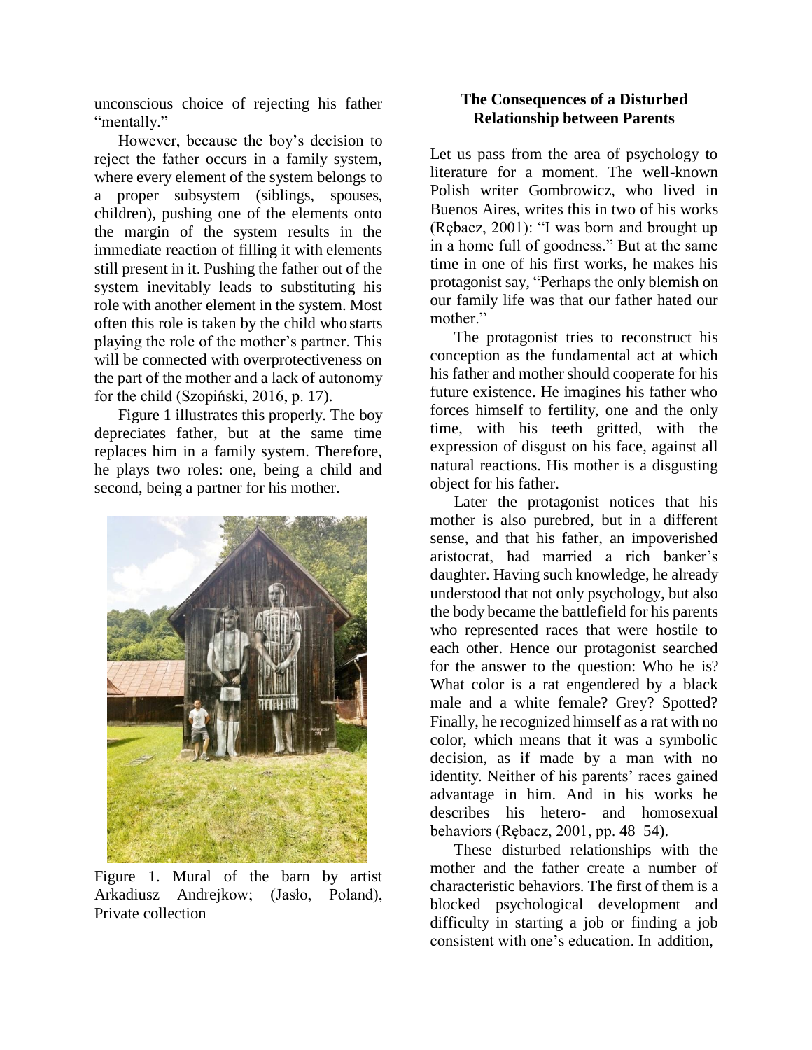unconscious choice of rejecting his father "mentally."

However, because the boy's decision to reject the father occurs in a family system, where every element of the system belongs to a proper subsystem (siblings, spouses, children), pushing one of the elements onto the margin of the system results in the immediate reaction of filling it with elements still present in it. Pushing the father out of the system inevitably leads to substituting his role with another element in the system. Most often this role is taken by the child who starts playing the role of the mother's partner. This will be connected with overprotectiveness on the part of the mother and a lack of autonomy for the child (Szopiński, 2016, p. 17).

Figure 1 illustrates this properly. The boy depreciates father, but at the same time replaces him in a family system. Therefore, he plays two roles: one, being a child and second, being a partner for his mother.

Figure 1. Mural of the barn by artist Arkadiusz Andrejkow; (Jasło, Poland), Private collection

## The Consequences of a Disturbed Relationship between Parents

Let us pass from the area of psychology to literature for a moment. The well-known Polish writer Gombrowicz, who lived in Buenos Aires, writes this in two of his works (Rębacz, 2001): "I was born and brought up in a home full of goodness." But at the same time in one of his first works, he makes his protagonist say, "Perhaps the only blemish on our family life was that our father hated our mother."

The protagonist tries to reconstruct his conception as the fundamental act at which his father and mother should cooperate for his future existence. He imagines his father who forces himself to fertility, one and the only time, with his teeth gritted, with the expression of disgust on his face, against all natural reactions. His mother is a disgusting object for his father.

Later the protagonist notices that his mother is also purebred, but in a different sense, and that his father, an impoverished aristocrat, had married a rich banker's daughter. Having such knowledge, he already understood that not only psychology, but also the body became the battlefield for his parents who represented races that were hostile to each other. Hence our protagonist searched for the answer to the question: Who he is? What color is a rat engendered by a black male and a white female? Grey? Spotted? Finally, he recognized himself as a rat with no color, which means that it was a symbolic decision, as if made by a man with no identity. Neither of his parents' races gained advantage in him. And in his works he describes his hetero- and homosexual behaviors (Rębacz, 2001, pp. 48–54).

These disturbed relationships with the mother and the father create a number of characteristic behaviors. The first of them is a blocked psychological development and difficulty in starting a job or finding a job consistent with one's education. In addition,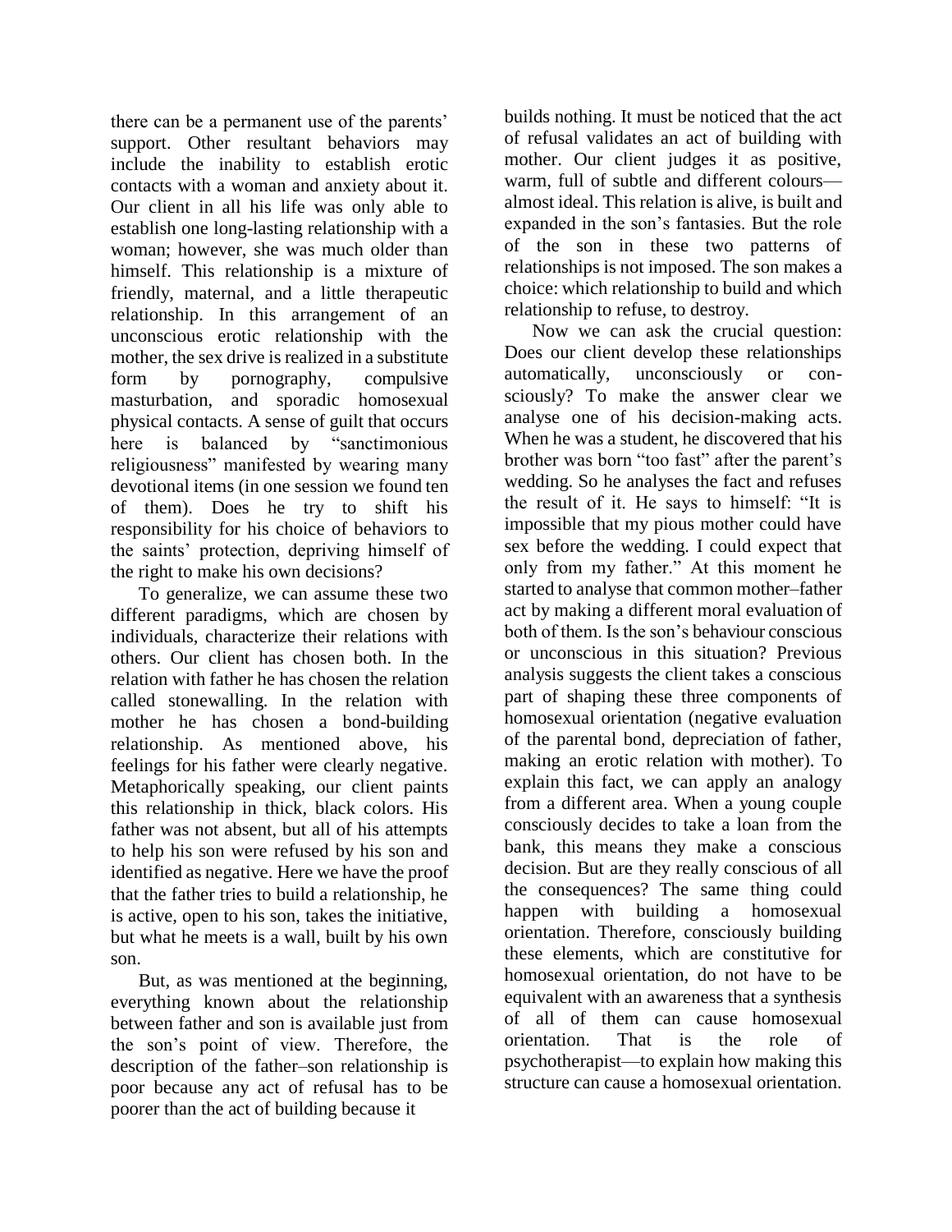there can be a permanent use of the parents' support. Other resultant behaviors may include the inability to establish erotic contacts with a woman and anxiety about it. Our client in all his life was only able to establish one long-lasting relationship with a woman; however, she was much older than himself. This relationship is a mixture of friendly, maternal, and a little therapeutic relationship. In this arrangement of an unconscious erotic relationship with the mother, the sex drive is realized in a substitute form by pornography, compulsive masturbation, and sporadic homosexual physical contacts. A sense of guilt that occurs here is balanced by "sanctimonious religiousness" manifested by wearing many devotional items (in one session we found ten of them). Does he try to shift his responsibility for his choice of behaviors to the saints' protection, depriving himself of the right to make his own decisions?

To generalize, we can assume these two different paradigms, which are chosen by individuals, characterize their relations with others. Our client has chosen both. In the relation with father he has chosen the relation called stonewalling. In the relation with mother he has chosen a bond-building relationship. As mentioned above, his feelings for his father were clearly negative. Metaphorically speaking, our client paints this relationship in thick, black colors. His father was not absent, but all of his attempts to help his son were refused by his son and identified as negative. Here we have the proof that the father tries to build a relationship, he is active, open to his son, takes the initiative, but what he meets is a wall, built by his own son.

But, as was mentioned at the beginning, everything known about the relationship between father and son is available just from the son's point of view. Therefore, the description of the father–son relationship is poor because any act of refusal has to be poorer than the act of building because it builds nothing. It must be noticed that the act of refusal validates an act of building with mother. Our client judges it as positive, warm, full of subtle and different colours—almost ideal. This relation is alive, is built and expanded in the son's fantasies. But the role of the son in these two patterns of relationships is not imposed. The son makes a choice: which relationship to build and which relationship to refuse, to destroy.

Now we can ask the crucial question: Does our client develop these relationships automatically, unconsciously or consciously? To make the answer clear we analyse one of his decision-making acts. When he was a student, he discovered that his brother was born "too fast" after the parent's wedding. So he analyses the fact and refuses the result of it. He says to himself: "It is impossible that my pious mother could have sex before the wedding. I could expect that only from my father." At this moment he started to analyse that common mother–father act by making a different moral evaluation of both of them. Is the son's behaviour conscious or unconscious in this situation? Previous analysis suggests the client takes a conscious part of shaping these three components of homosexual orientation (negative evaluation of the parental bond, depreciation of father, making an erotic relation with mother). To explain this fact, we can apply an analogy from a different area. When a young couple consciously decides to take a loan from the bank, this means they make a conscious decision. But are they really conscious of all the consequences? The same thing could happen with building a homosexual orientation. Therefore, consciously building these elements, which are constitutive for homosexual orientation, do not have to be equivalent with an awareness that a synthesis of all of them can cause homosexual orientation. That is the role of psychotherapist—to explain how making this structure can cause a homosexual orientation.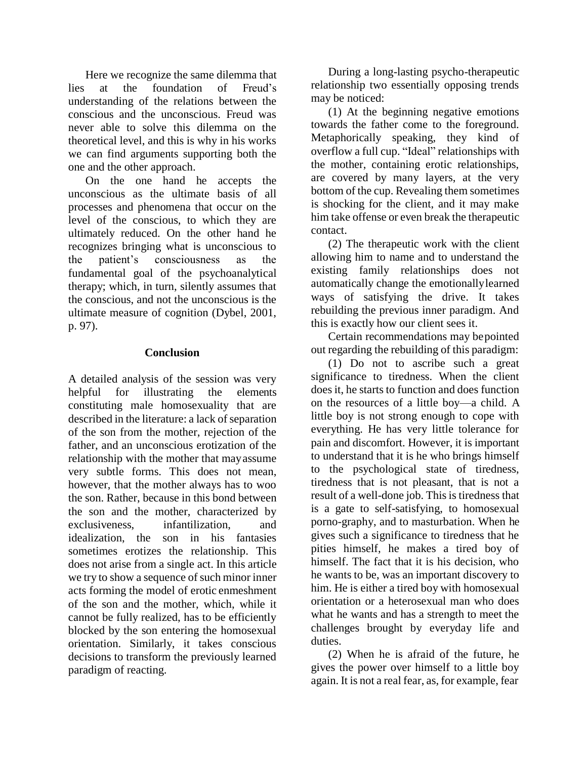Here we recognize the same dilemma that lies at the foundation of Freud's understanding of the relations between the conscious and the unconscious. Freud was never able to solve this dilemma on the theoretical level, and this is why in his works we can find arguments supporting both the one and the other approach.

On the one hand he accepts the unconscious as the ultimate basis of all processes and phenomena that occur on the level of the conscious, to which they are ultimately reduced. On the other hand he recognizes bringing what is unconscious to the patient's consciousness as the fundamental goal of the psychoanalytical therapy; which, in turn, silently assumes that the conscious, and not the unconscious is the ultimate measure of cognition (Dybel, 2001, p. 97).

## Conclusion

A detailed analysis of the session was very helpful for illustrating the elements constituting male homosexuality that are described in the literature: a lack of separation of the son from the mother, rejection of the father, and an unconscious erotization of the relationship with the mother that may assume very subtle forms. This does not mean, however, that the mother always has to woo the son. Rather, because in this bond between the son and the mother, characterized by exclusiveness, infantilization, and idealization, the son in his fantasies sometimes erotizes the relationship. This does not arise from a single act. In this article we try to show a sequence of such minor inner acts forming the model of erotic enmeshment of the son and the mother, which, while it cannot be fully realized, has to be efficiently blocked by the son entering the homosexual orientation. Similarly, it takes conscious decisions to transform the previously learned paradigm of reacting.

During a long-lasting psycho-therapeutic relationship two essentially opposing trends may be noticed:

(1) At the beginning negative emotions towards the father come to the foreground. Metaphorically speaking, they kind of overflow a full cup. "Ideal" relationships with the mother, containing erotic relationships, are covered by many layers, at the very bottom of the cup. Revealing them sometimes is shocking for the client, and it may make him take offense or even break the therapeutic contact.

(2) The therapeutic work with the client allowing him to name and to understand the existing family relationships does not automatically change the emotionally learned ways of satisfying the drive. It takes rebuilding the previous inner paradigm. And this is exactly how our client sees it.

Certain recommendations may be pointed out regarding the rebuilding of this paradigm:

(1) Do not to ascribe such a great significance to tiredness. When the client does it, he starts to function and does function on the resources of a little boy—a child. A little boy is not strong enough to cope with everything. He has very little tolerance for pain and discomfort. However, it is important to understand that it is he who brings himself to the psychological state of tiredness, tiredness that is not pleasant, that is not a result of a well-done job. This is tiredness that is a gate to self-satisfying, to homosexual porno-graphy, and to masturbation. When he gives such a significance to tiredness that he pities himself, he makes a tired boy of himself. The fact that it is his decision, who he wants to be, was an important discovery to him. He is either a tired boy with homosexual orientation or a heterosexual man who does what he wants and has a strength to meet the challenges brought by everyday life and duties.

(2) When he is afraid of the future, he gives the power over himself to a little boy again. It is not a real fear, as, for example, fear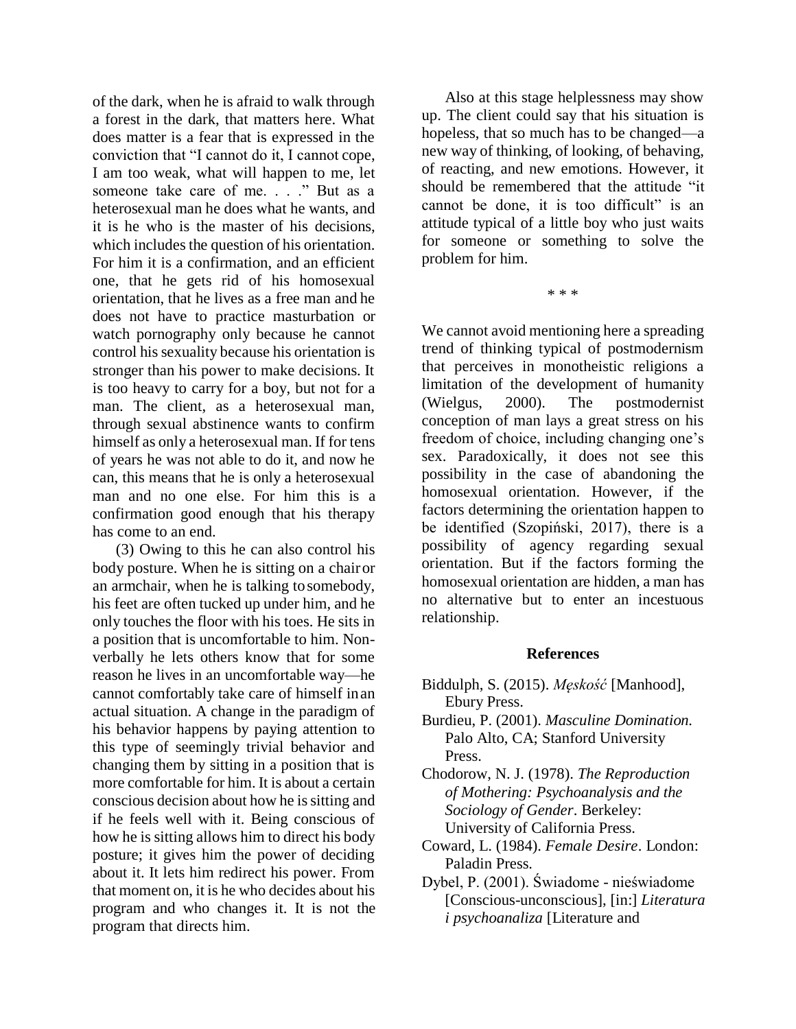of the dark, when he is afraid to walk through a forest in the dark, that matters here. What does matter is a fear that is expressed in the conviction that "I cannot do it, I cannot cope, I am too weak, what will happen to me, let someone take care of me. . . ." But as a heterosexual man he does what he wants, and it is he who is the master of his decisions, which includes the question of his orientation. For him it is a confirmation, and an efficient one, that he gets rid of his homosexual orientation, that he lives as a free man and he does not have to practice masturbation or watch pornography only because he cannot control his sexuality because his orientation is stronger than his power to make decisions. It is too heavy to carry for a boy, but not for a man. The client, as a heterosexual man, through sexual abstinence wants to confirm himself as only a heterosexual man. If for tens of years he was not able to do it, and now he can, this means that he is only a heterosexual man and no one else. For him this is a confirmation good enough that his therapy has come to an end.

(3) Owing to this he can also control his body posture. When he is sitting on a chair or an armchair, when he is talking to somebody, his feet are often tucked up under him, and he only touches the floor with his toes. He sits in a position that is uncomfortable to him. Non-verbally he lets others know that for some reason he lives in an uncomfortable way—he cannot comfortably take care of himself in an actual situation. A change in the paradigm of his behavior happens by paying attention to this type of seemingly trivial behavior and changing them by sitting in a position that is more comfortable for him. It is about a certain conscious decision about how he is sitting and if he feels well with it. Being conscious of how he is sitting allows him to direct his body posture; it gives him the power of deciding about it. It lets him redirect his power. From that moment on, it is he who decides about his program and who changes it. It is not the program that directs him.

Also at this stage helplessness may show up. The client could say that his situation is hopeless, that so much has to be changed—a new way of thinking, of looking, of behaving, of reacting, and new emotions. However, it should be remembered that the attitude "it cannot be done, it is too difficult" is an attitude typical of a little boy who just waits for someone or something to solve the problem for him.

\* \* \*

We cannot avoid mentioning here a spreading trend of thinking typical of postmodernism that perceives in monotheistic religions a limitation of the development of humanity (Wielgus, 2000). The postmodernist conception of man lays a great stress on his freedom of choice, including changing one's sex. Paradoxically, it does not see this possibility in the case of abandoning the homosexual orientation. However, if the factors determining the orientation happen to be identified (Szopiński, 2017), there is a possibility of agency regarding sexual orientation. But if the factors forming the homosexual orientation are hidden, a man has no alternative but to enter an incestuous relationship.

## References

Biddulph, S. (2015). *Męskość* [Manhood], Ebury Press.

Burdieu, P. (2001). *Masculine Domination.* Palo Alto, CA; Stanford University Press.

Chodorow, N. J. (1978). *The Reproduction of Mothering: Psychoanalysis and the Sociology of Gender*. Berkeley: University of California Press.

Coward, L. (1984). *Female Desire*. London: Paladin Press.

Dybel, P. (2001). Świadome - nieświadome [Conscious-unconscious], [in:] *Literatura i psychoanaliza* [Literature and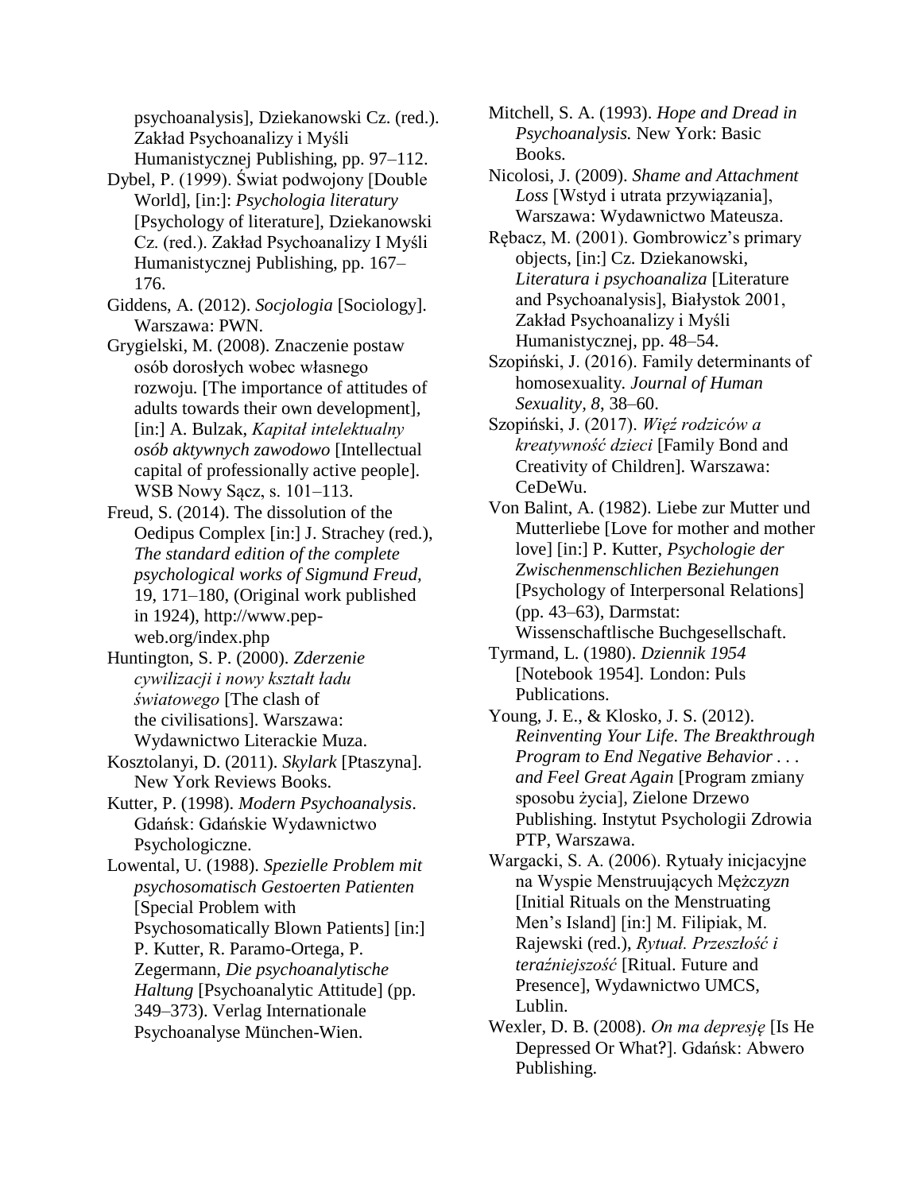psychoanalysis], Dziekanowski Cz. (red.). Zakład Psychoanalizy i Myśli Humanistycznej Publishing, pp. 97–112.

Dybel, P. (1999). Świat podwojony [Double World], [in:]: *Psychologia literatury* [Psychology of literature], Dziekanowski Cz. (red.). Zakład Psychoanalizy I Myśli Humanistycznej Publishing, pp. 167–176.

Giddens, A. (2012). *Socjologia* [Sociology]. Warszawa: PWN.

Grygielski, M. (2008). Znaczenie postaw osób dorosłych wobec własnego rozwoju. [The importance of attitudes of adults towards their own development], [in:] A. Bulzak, *Kapitał intelektualny osób aktywnych zawodowo* [Intellectual capital of professionally active people]. WSB Nowy Sącz, s. 101–113.

Freud, S. (2014). The dissolution of the Oedipus Complex [in:] J. Strachey (red.), *The standard edition of the complete psychological works of Sigmund Freud*, 19, 171–180, (Original work published in 1924), http://www.pep-web.org/index.php

Huntington, S. P. (2000). *Zderzenie cywilizacji i nowy kształt ładu światowego* [The clash of the civilisations]. Warszawa: Wydawnictwo Literackie Muza.

Kosztolanyi, D. (2011). *Skylark* [Ptaszyna]. New York Reviews Books.

Kutter, P. (1998). *Modern Psychoanalysis*. Gdańsk: Gdańskie Wydawnictwo Psychologiczne.

Lowental, U. (1988). *Spezielle Problem mit psychosomatisch Gestoerten Patienten* [Special Problem with Psychosomatically Blown Patients] [in:] P. Kutter, R. Paramo-Ortega, P. Zegermann, *Die psychoanalytische Haltung* [Psychoanalytic Attitude] (pp. 349–373). Verlag Internationale Psychoanalyse München-Wien.

Mitchell, S. A. (1993). *Hope and Dread in Psychoanalysis.* New York: Basic Books.

Nicolosi, J. (2009). *Shame and Attachment Loss* [Wstyd i utrata przywiązania], Warszawa: Wydawnictwo Mateusza.

Rębacz, M. (2001). Gombrowicz's primary objects, [in:] Cz. Dziekanowski, *Literatura i psychoanaliza* [Literature and Psychoanalysis], Białystok 2001, Zakład Psychoanalizy i Myśli Humanistycznej, pp. 48–54.

Szopiński, J. (2016). Family determinants of homosexuality. *Journal of Human Sexuality, 8*, 38–60.

Szopiński, J. (2017). *Więź rodziców a kreatywność dzieci* [Family Bond and Creativity of Children]. Warszawa: CeDeWu.

Von Balint, A. (1982). Liebe zur Mutter und Mutterliebe [Love for mother and mother love] [in:] P. Kutter, *Psychologie der Zwischenmenschlichen Beziehungen* [Psychology of Interpersonal Relations] (pp. 43–63), Darmstat: Wissenschaftlische Buchgesellschaft.

Tyrmand, L. (1980). *Dziennik 1954* [Notebook 1954]. London: Puls Publications.

Young, J. E., & Klosko, J. S. (2012). *Reinventing Your Life. The Breakthrough Program to End Negative Behavior . . . and Feel Great Again* [Program zmiany sposobu życia], Zielone Drzewo Publishing. Instytut Psychologii Zdrowia PTP, Warszawa.

Wargacki, S. A. (2006). Rytuały inicjacyjne na Wyspie Menstruujących Mężczyzn [Initial Rituals on the Menstruating Men's Island] [in:] M. Filipiak, M. Rajewski (red.), *Rytuał. Przeszłość i teraźniejszość* [Ritual. Future and Presence], Wydawnictwo UMCS, Lublin.

Wexler, D. B. (2008). *On ma depresję* [Is He Depressed Or What?]. Gdańsk: Abwero Publishing.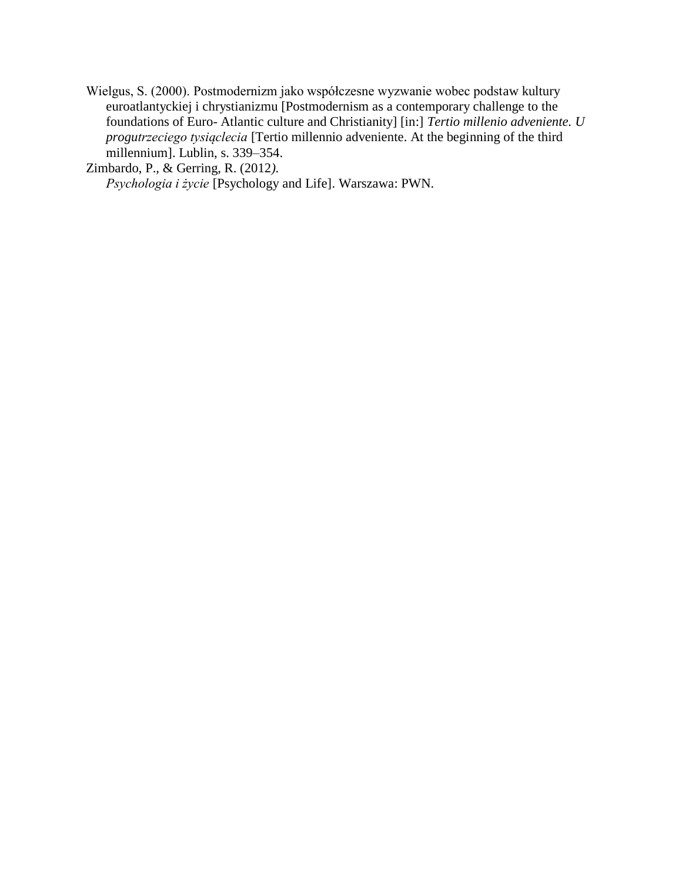Wielgus, S. (2000). Postmodernizm jako współczesne wyzwanie wobec podstaw kultury euroatlantyckiej i chrystianizmu [Postmodernism as a contemporary challenge to the foundations of Euro- Atlantic culture and Christianity] [in:] *Tertio millenio adveniente. U progutrzeciego tysiąclecia* [Tertio millennio adveniente. At the beginning of the third millennium]. Lublin, s. 339–354.

Zimbardo, P., & Gerring, R. (2012*).* *Psychologia i życie* [Psychology and Life]. Warszawa: PWN.